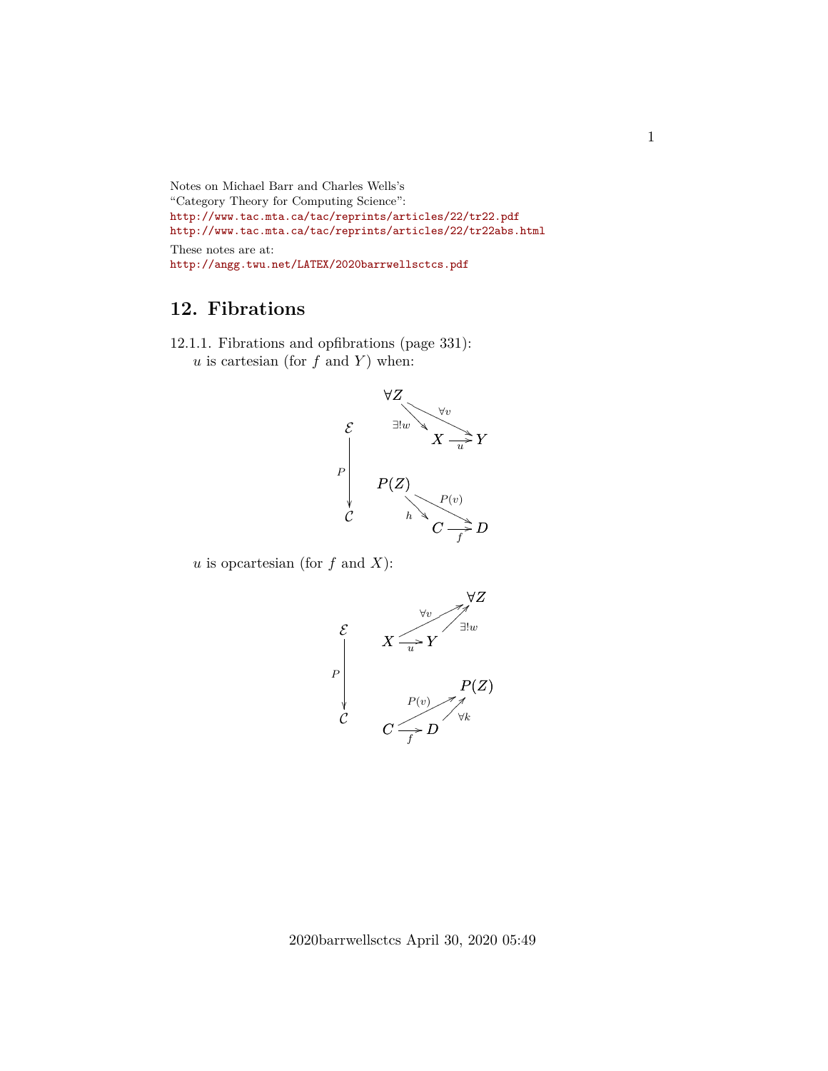Notes on Michael Barr and Charles Wells's
"Category Theory for Computing Science":
http://www.tac.mta.ca/tac/reprints/articles/22/tr22.pdf
http://www.tac.mta.ca/tac/reprints/articles/22/tr22abs.html

These notes are at:
http://angg.twu.net/LATEX/2020barrwellsctcs.pdf

## 12. Fibrations

12.1.1. Fibrations and opfibrations (page 331):

$u$ is cartesian (for $f$ and $Y$) when:

$$
\begin{array}{ccc}
\mathcal{E} & & \forall Z \xrightarrow{\forall v} Y, \quad \forall Z \xrightarrow{\exists! w} X \xrightarrow{u} Y \\
\downarrow P & & \\
\mathcal{C} & & P(Z) \xrightarrow{P(v)} D, \quad P(Z) \xrightarrow{h} C \xrightarrow{f} D
\end{array}
$$

$u$ is opcartesian (for $f$ and $X$):

$$
\begin{array}{ccc}
\mathcal{E} & & X \xrightarrow{\forall v} \forall Z, \quad X \xrightarrow{u} Y \xrightarrow{\exists! w} \forall Z \\
\downarrow P & & \\
\mathcal{C} & & C \xrightarrow{P(v)} P(Z), \quad C \xrightarrow{f} D \xrightarrow{\forall k} P(Z)
\end{array}
$$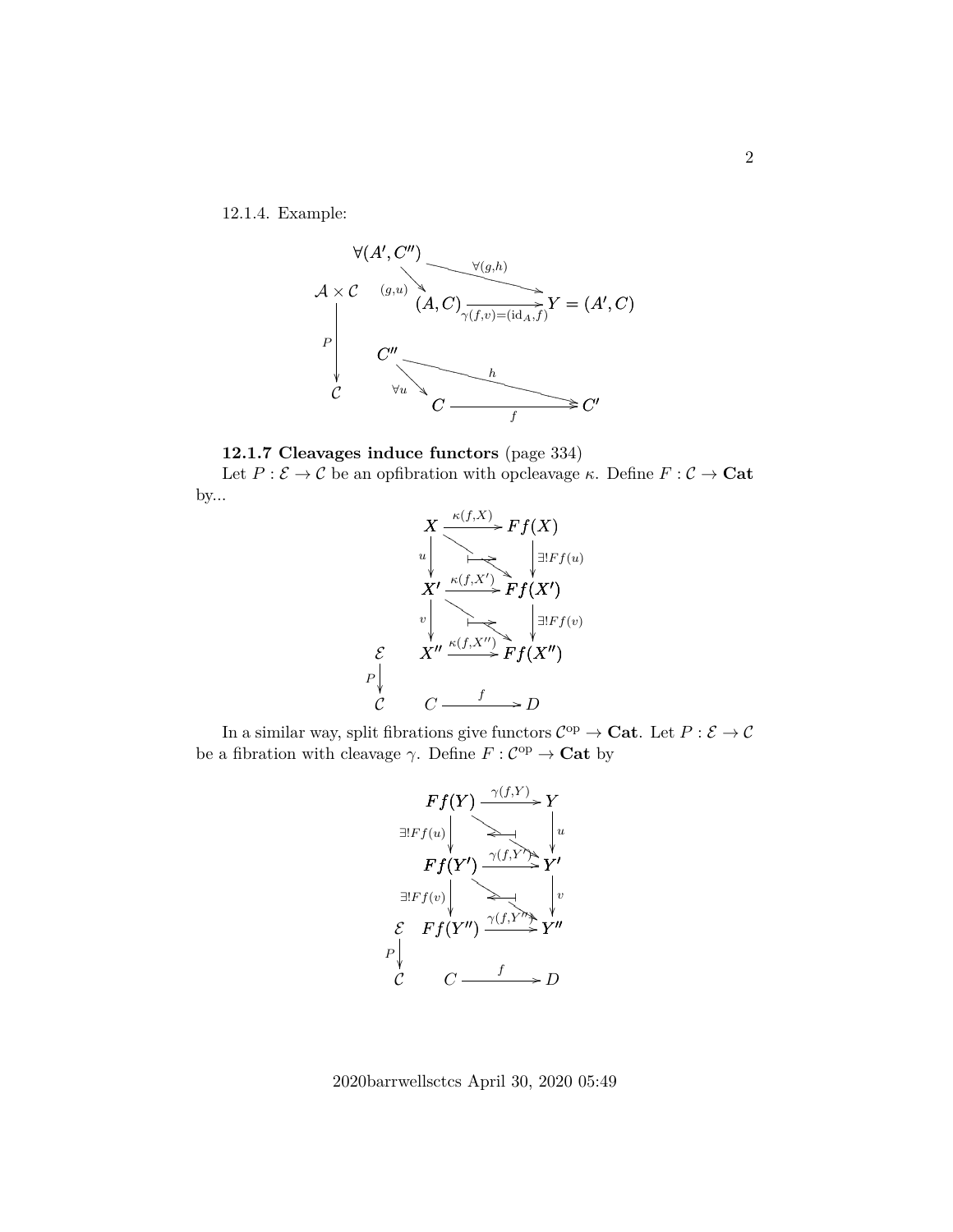12.1.4. Example:

$$
\begin{array}{ccc}
 & \forall(A', C'') \xrightarrow{\forall(g,h)} Y = (A', C) & \\
\mathcal{A} \times \mathcal{C} & (g,u) \searrow \quad (A, C) \xrightarrow{\gamma(f,v) = (\mathrm{id}_A, f)} Y = (A', C) & \\
\downarrow P & & \\
\mathcal{C} & C'' \xrightarrow{h} C', \quad \forall u : C'' \to C, \quad C \xrightarrow{f} C' &
\end{array}
$$

**12.1.7 Cleavages induce functors** (page 334)

Let $P : \mathcal{E} \to \mathcal{C}$ be an opfibration with opcleavage $\kappa$. Define $F : \mathcal{C} \to \mathbf{Cat}$ by...

$$
\begin{array}{ccc}
X & \xrightarrow{\kappa(f,X)} & Ff(X) \\
u \downarrow & \mapsto & \downarrow \exists! Ff(u) \\
X' & \xrightarrow{\kappa(f,X')} & Ff(X') \\
v \downarrow & \mapsto & \downarrow \exists! Ff(v) \\
X'' & \xrightarrow{\kappa(f,X'')} & Ff(X'') \\
 & & \\
C & \xrightarrow{f} & D
\end{array}
\qquad P : \mathcal{E} \to \mathcal{C}
$$

In a similar way, split fibrations give functors $\mathcal{C}^{\mathrm{op}} \to \mathbf{Cat}$. Let $P : \mathcal{E} \to \mathcal{C}$ be a fibration with cleavage $\gamma$. Define $F : \mathcal{C}^{\mathrm{op}} \to \mathbf{Cat}$ by

$$
\begin{array}{ccc}
Ff(Y) & \xrightarrow{\gamma(f,Y)} & Y \\
\exists! Ff(u) \downarrow & \leftarrow\!\!\!\dashv & \downarrow u \\
Ff(Y') & \xrightarrow{\gamma(f,Y')} & Y' \\
\exists! Ff(v) \downarrow & \leftarrow\!\!\!\dashv & \downarrow v \\
Ff(Y'') & \xrightarrow{\gamma(f,Y'')} & Y'' \\
 & & \\
C & \xrightarrow{f} & D
\end{array}
\qquad P : \mathcal{E} \to \mathcal{C}
$$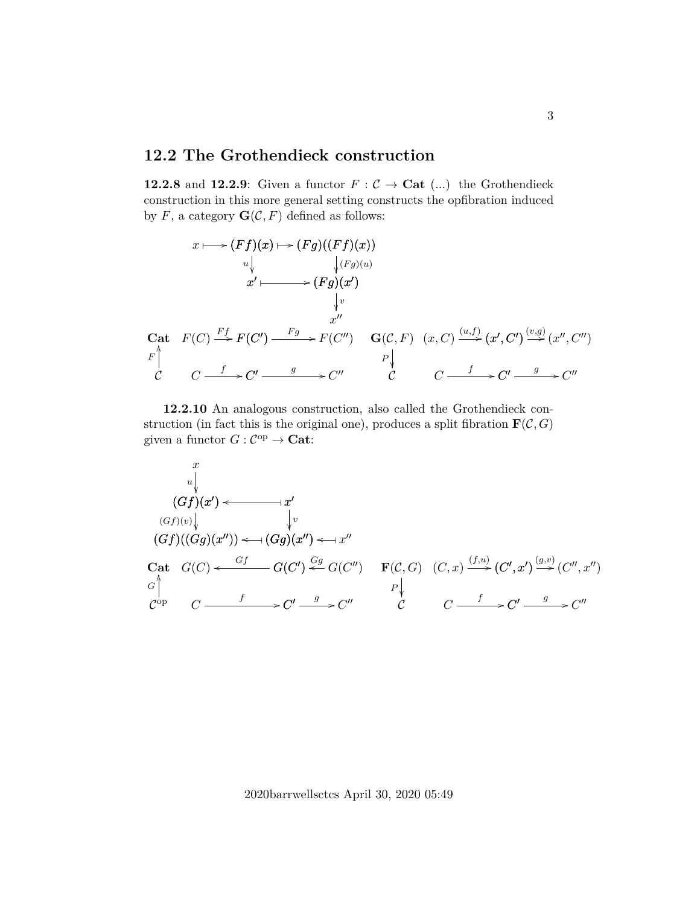## 12.2 The Grothendieck construction

**12.2.8** and **12.2.9**: Given a functor $F : \mathcal{C} \to \mathbf{Cat}$ (...) the Grothendieck construction in this more general setting constructs the opfibration induced by $F$, a category $\mathbf{G}(\mathcal{C}, F)$ defined as follows:

$$
\begin{array}{ccccc}
x & \longmapsto & (Ff)(x) & \longmapsto & (Fg)((Ff)(x)) \\
 & & \downarrow u & & \downarrow (Fg)(u) \\
 & & x' & \longmapsto & (Fg)(x') \\
 & & & & \downarrow v \\
 & & & & x''
\end{array}
$$

$$
\begin{array}{llll}
\mathbf{Cat} & F(C) \xrightarrow{Ff} F(C') \xrightarrow{Fg} F(C'') & \mathbf{G}(\mathcal{C}, F) & (x, C) \xrightarrow{(u,f)} (x', C') \xrightarrow{(v,g)} (x'', C'') \\
F \uparrow & & P \downarrow & \\
\mathcal{C} & C \xrightarrow{f} C' \xrightarrow{g} C'' & \mathcal{C} & C \xrightarrow{f} C' \xrightarrow{g} C''
\end{array}
$$

**12.2.10** An analogous construction, also called the Grothendieck construction (in fact this is the original one), produces a split fibration $\mathbf{F}(\mathcal{C}, G)$ given a functor $G : \mathcal{C}^{\mathrm{op}} \to \mathbf{Cat}$:

$$
\begin{array}{ccccc}
x & & & & \\
\downarrow u & & & & \\
(Gf)(x') & \longleftarrow & x' & & \\
\downarrow (Gf)(v) & & \downarrow v & & \\
(Gf)((Gg)(x'')) & \longleftarrow & (Gg)(x'') & \longleftarrow & x''
\end{array}
$$

$$
\begin{array}{llll}
\mathbf{Cat} & G(C) \xleftarrow{Gf} G(C') \xleftarrow{Gg} G(C'') & \mathbf{F}(\mathcal{C}, G) & (C, x) \xrightarrow{(f,u)} (C', x') \xrightarrow{(g,v)} (C'', x'') \\
G \uparrow & & P \downarrow & \\
\mathcal{C}^{\mathrm{op}} & C \xrightarrow{f} C' \xrightarrow{g} C'' & \mathcal{C} & C \xrightarrow{f} C' \xrightarrow{g} C''
\end{array}
$$